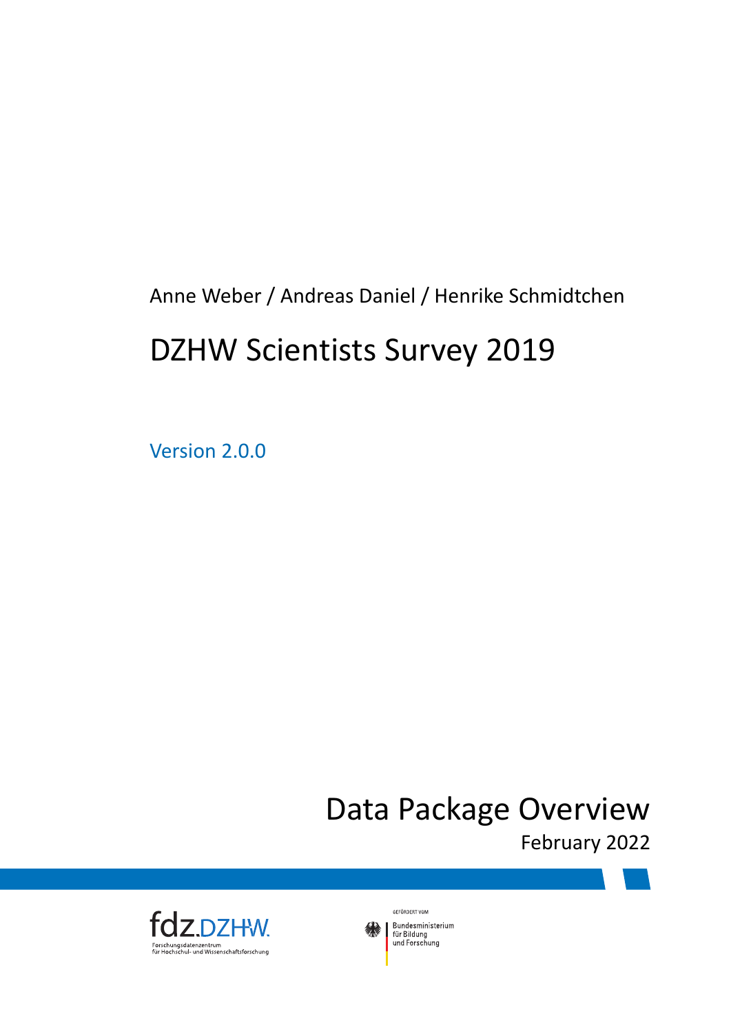Anne Weber / Andreas Daniel / Henrike Schmidtchen

# DZHW Scientists Survey 2019

Version 2.0.0

## Data Package Overview

February 2022

fdz.DZHW

Forschungsdatenzentrum für Hochschul- und Wissenschaftsforschung

GEFÖRDERT VOM

Bundesministerium für Bildung und Forschung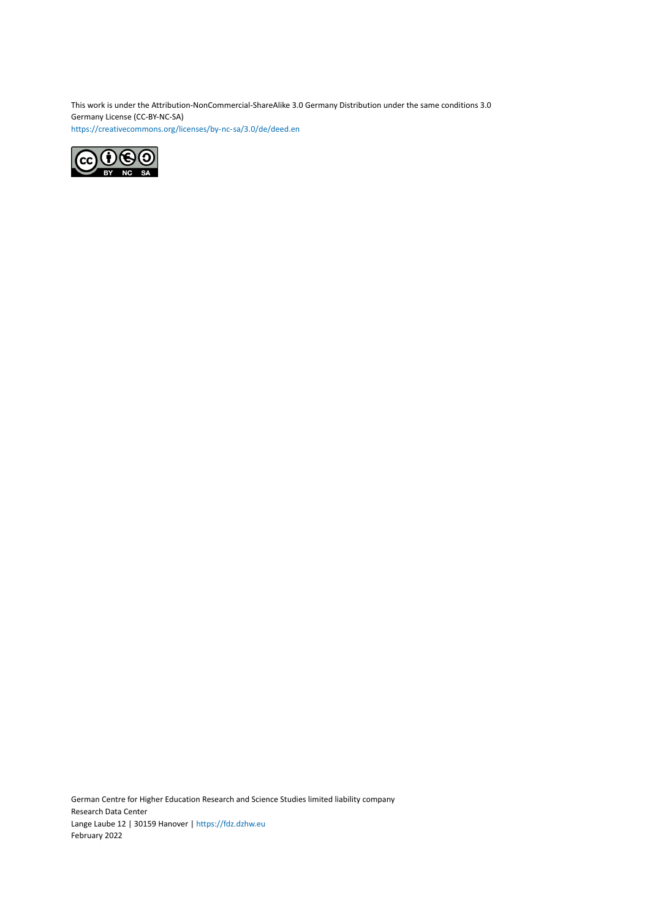This work is under the Attribution-NonCommercial-ShareAlike 3.0 Germany Distribution under the same conditions 3.0 Germany License (CC-BY-NC-SA)
https://creativecommons.org/licenses/by-nc-sa/3.0/de/deed.en

German Centre for Higher Education Research and Science Studies limited liability company
Research Data Center
Lange Laube 12 | 30159 Hanover | https://fdz.dzhw.eu
February 2022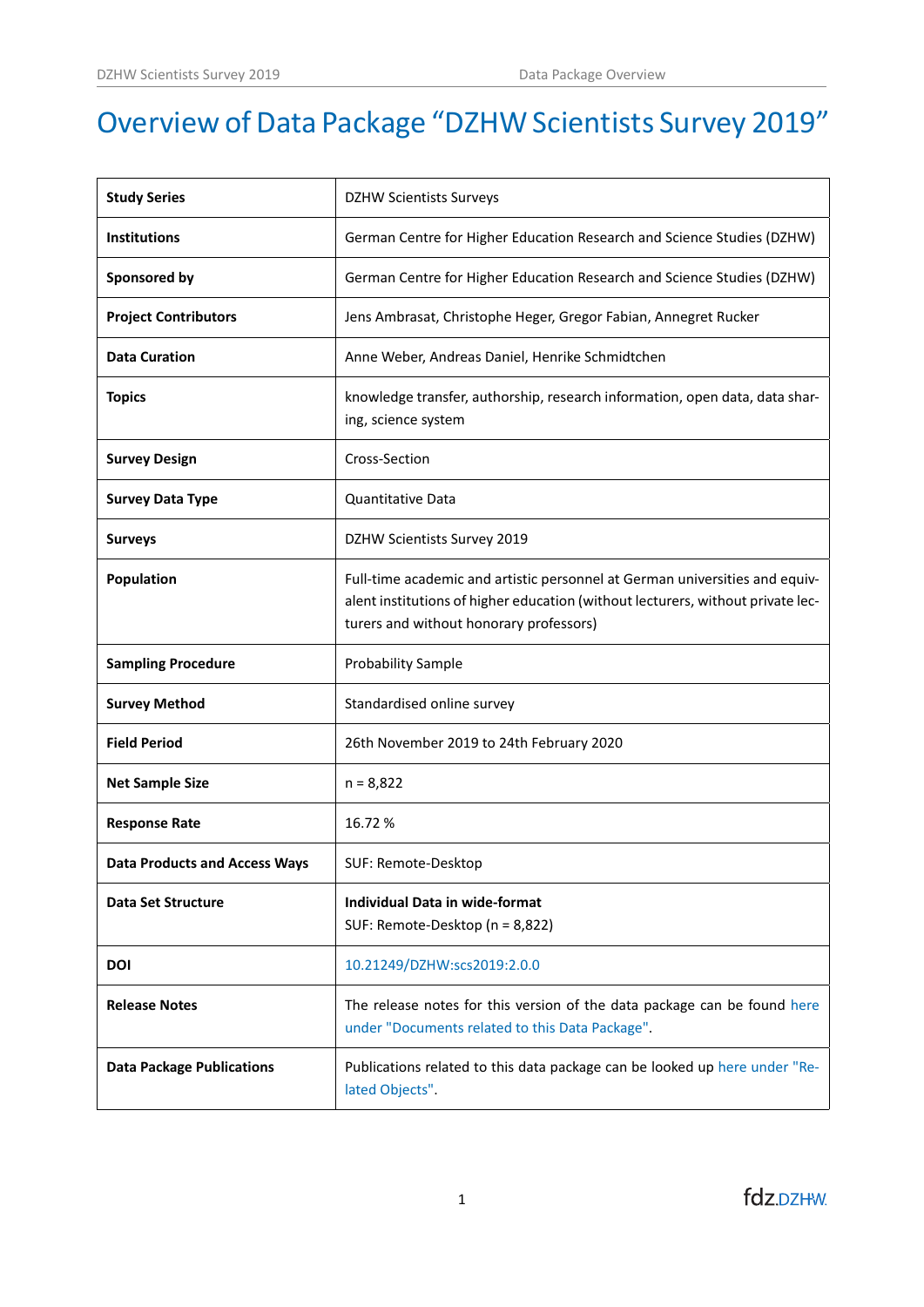# Overview of Data Package “DZHW Scientists Survey 2019”

| | |
|---|---|
| **Study Series** | DZHW Scientists Surveys |
| **Institutions** | German Centre for Higher Education Research and Science Studies (DZHW) |
| **Sponsored by** | German Centre for Higher Education Research and Science Studies (DZHW) |
| **Project Contributors** | Jens Ambrasat, Christophe Heger, Gregor Fabian, Annegret Rucker |
| **Data Curation** | Anne Weber, Andreas Daniel, Henrike Schmidtchen |
| **Topics** | knowledge transfer, authorship, research information, open data, data sharing, science system |
| **Survey Design** | Cross-Section |
| **Survey Data Type** | Quantitative Data |
| **Surveys** | DZHW Scientists Survey 2019 |
| **Population** | Full-time academic and artistic personnel at German universities and equivalent institutions of higher education (without lecturers, without private lecturers and without honorary professors) |
| **Sampling Procedure** | Probability Sample |
| **Survey Method** | Standardised online survey |
| **Field Period** | 26th November 2019 to 24th February 2020 |
| **Net Sample Size** | n = 8,822 |
| **Response Rate** | 16.72 % |
| **Data Products and Access Ways** | SUF: Remote-Desktop |
| **Data Set Structure** | **Individual Data in wide-format**<br>SUF: Remote-Desktop (n = 8,822) |
| **DOI** | 10.21249/DZHW:scs2019:2.0.0 |
| **Release Notes** | The release notes for this version of the data package can be found here under "Documents related to this Data Package". |
| **Data Package Publications** | Publications related to this data package can be looked up here under "Related Objects". |